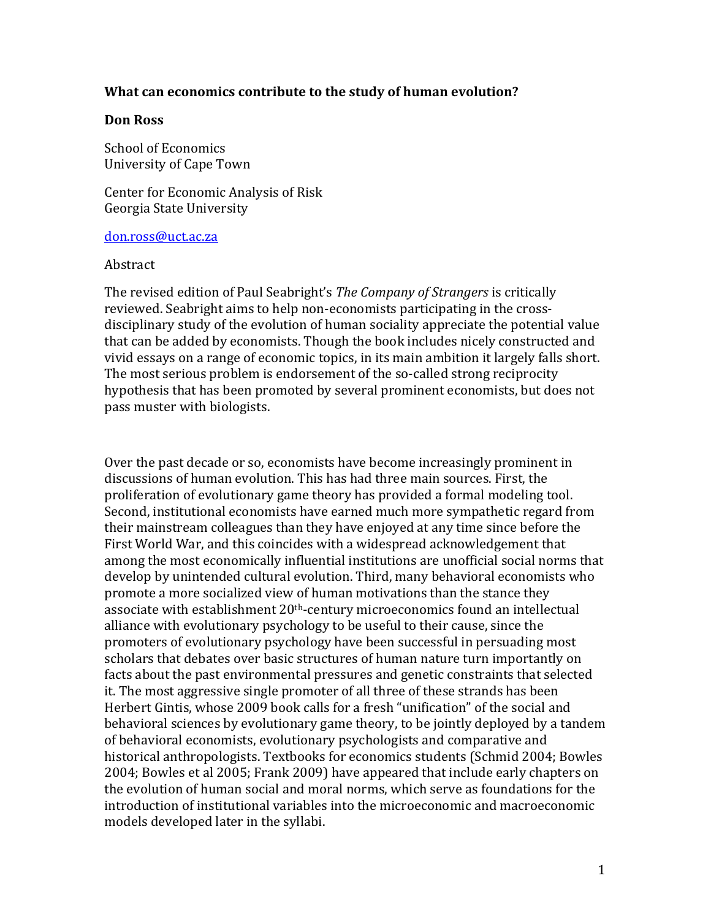**What can economics contribute to the study of human evolution?**

**Don Ross**

School of Economics
University of Cape Town

Center for Economic Analysis of Risk
Georgia State University

don.ross@uct.ac.za

Abstract

The revised edition of Paul Seabright's *The Company of Strangers* is critically reviewed. Seabright aims to help non-economists participating in the cross-disciplinary study of the evolution of human sociality appreciate the potential value that can be added by economists. Though the book includes nicely constructed and vivid essays on a range of economic topics, in its main ambition it largely falls short. The most serious problem is endorsement of the so-called strong reciprocity hypothesis that has been promoted by several prominent economists, but does not pass muster with biologists.

Over the past decade or so, economists have become increasingly prominent in discussions of human evolution. This has had three main sources. First, the proliferation of evolutionary game theory has provided a formal modeling tool. Second, institutional economists have earned much more sympathetic regard from their mainstream colleagues than they have enjoyed at any time since before the First World War, and this coincides with a widespread acknowledgement that among the most economically influential institutions are unofficial social norms that develop by unintended cultural evolution. Third, many behavioral economists who promote a more socialized view of human motivations than the stance they associate with establishment 20th-century microeconomics found an intellectual alliance with evolutionary psychology to be useful to their cause, since the promoters of evolutionary psychology have been successful in persuading most scholars that debates over basic structures of human nature turn importantly on facts about the past environmental pressures and genetic constraints that selected it. The most aggressive single promoter of all three of these strands has been Herbert Gintis, whose 2009 book calls for a fresh "unification" of the social and behavioral sciences by evolutionary game theory, to be jointly deployed by a tandem of behavioral economists, evolutionary psychologists and comparative and historical anthropologists. Textbooks for economics students (Schmid 2004; Bowles 2004; Bowles et al 2005; Frank 2009) have appeared that include early chapters on the evolution of human social and moral norms, which serve as foundations for the introduction of institutional variables into the microeconomic and macroeconomic models developed later in the syllabi.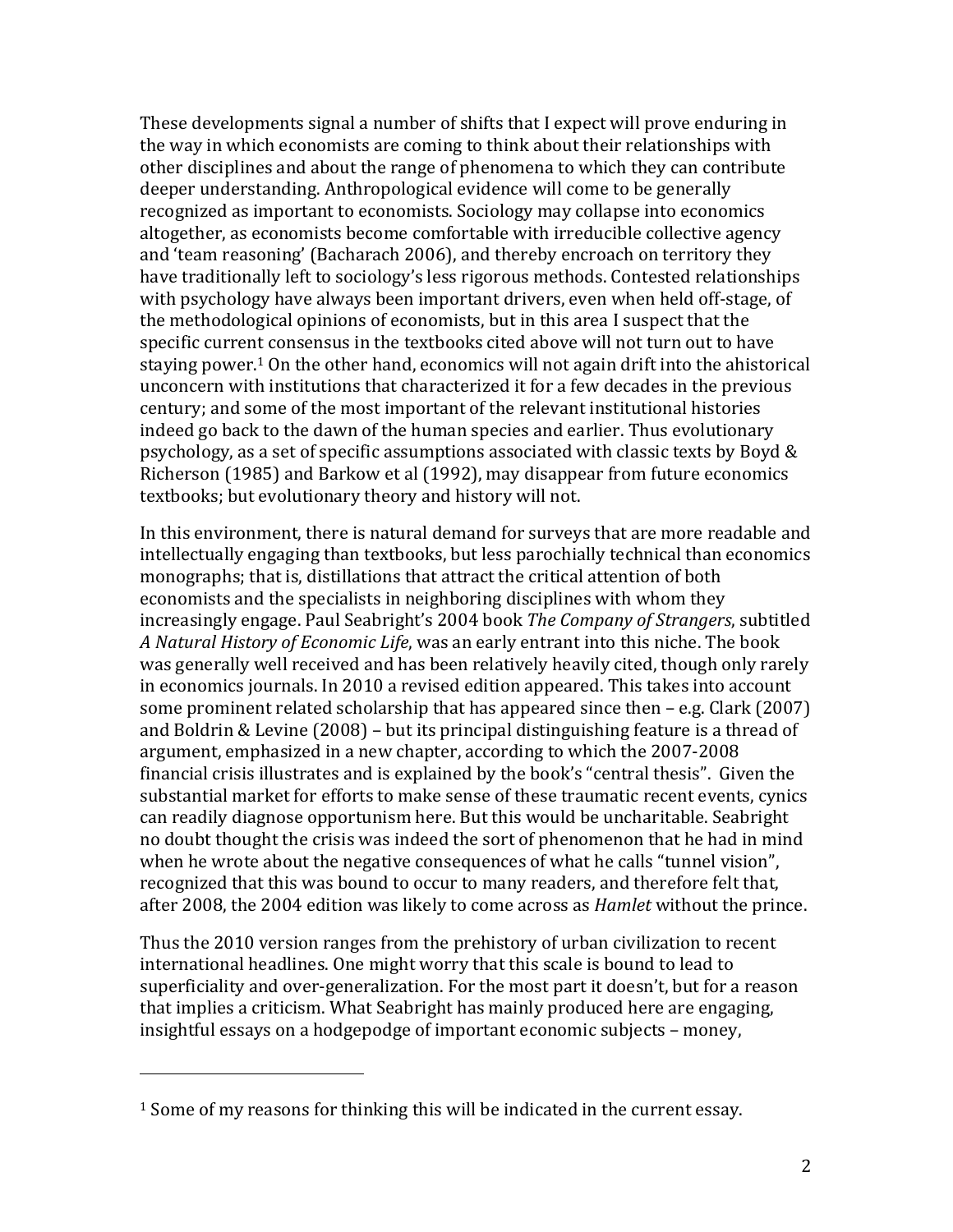These developments signal a number of shifts that I expect will prove enduring in the way in which economists are coming to think about their relationships with other disciplines and about the range of phenomena to which they can contribute deeper understanding. Anthropological evidence will come to be generally recognized as important to economists. Sociology may collapse into economics altogether, as economists become comfortable with irreducible collective agency and 'team reasoning' (Bacharach 2006), and thereby encroach on territory they have traditionally left to sociology's less rigorous methods. Contested relationships with psychology have always been important drivers, even when held off-stage, of the methodological opinions of economists, but in this area I suspect that the specific current consensus in the textbooks cited above will not turn out to have staying power.[1] On the other hand, economics will not again drift into the ahistorical unconcern with institutions that characterized it for a few decades in the previous century; and some of the most important of the relevant institutional histories indeed go back to the dawn of the human species and earlier. Thus evolutionary psychology, as a set of specific assumptions associated with classic texts by Boyd & Richerson (1985) and Barkow et al (1992), may disappear from future economics textbooks; but evolutionary theory and history will not.

In this environment, there is natural demand for surveys that are more readable and intellectually engaging than textbooks, but less parochially technical than economics monographs; that is, distillations that attract the critical attention of both economists and the specialists in neighboring disciplines with whom they increasingly engage. Paul Seabright's 2004 book *The Company of Strangers*, subtitled *A Natural History of Economic Life*, was an early entrant into this niche. The book was generally well received and has been relatively heavily cited, though only rarely in economics journals. In 2010 a revised edition appeared. This takes into account some prominent related scholarship that has appeared since then – e.g. Clark (2007) and Boldrin & Levine (2008) – but its principal distinguishing feature is a thread of argument, emphasized in a new chapter, according to which the 2007-2008 financial crisis illustrates and is explained by the book's "central thesis". Given the substantial market for efforts to make sense of these traumatic recent events, cynics can readily diagnose opportunism here. But this would be uncharitable. Seabright no doubt thought the crisis was indeed the sort of phenomenon that he had in mind when he wrote about the negative consequences of what he calls "tunnel vision", recognized that this was bound to occur to many readers, and therefore felt that, after 2008, the 2004 edition was likely to come across as *Hamlet* without the prince.

Thus the 2010 version ranges from the prehistory of urban civilization to recent international headlines. One might worry that this scale is bound to lead to superficiality and over-generalization. For the most part it doesn't, but for a reason that implies a criticism. What Seabright has mainly produced here are engaging, insightful essays on a hodgepodge of important economic subjects – money,

---

[1] Some of my reasons for thinking this will be indicated in the current essay.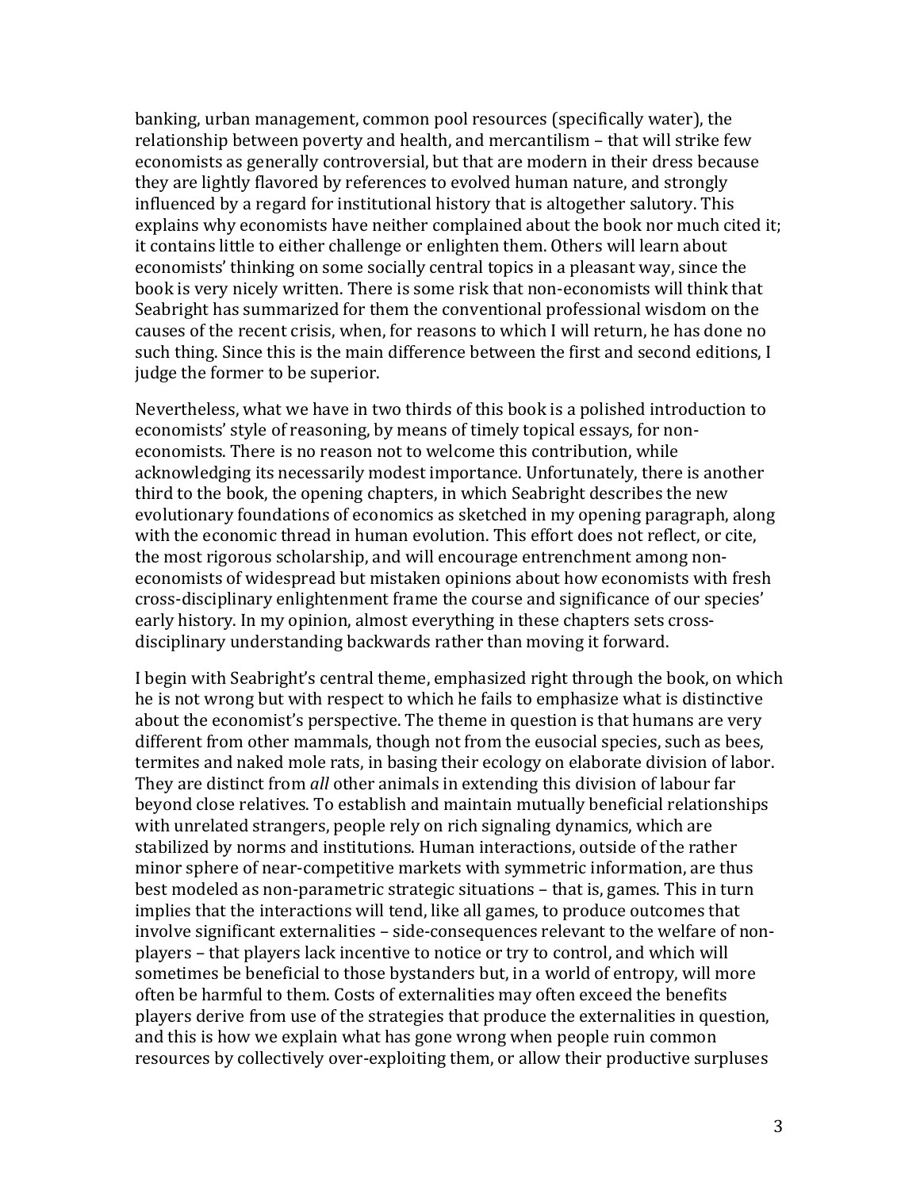banking, urban management, common pool resources (specifically water), the relationship between poverty and health, and mercantilism – that will strike few economists as generally controversial, but that are modern in their dress because they are lightly flavored by references to evolved human nature, and strongly influenced by a regard for institutional history that is altogether salutory. This explains why economists have neither complained about the book nor much cited it; it contains little to either challenge or enlighten them. Others will learn about economists' thinking on some socially central topics in a pleasant way, since the book is very nicely written. There is some risk that non-economists will think that Seabright has summarized for them the conventional professional wisdom on the causes of the recent crisis, when, for reasons to which I will return, he has done no such thing. Since this is the main difference between the first and second editions, I judge the former to be superior.

Nevertheless, what we have in two thirds of this book is a polished introduction to economists' style of reasoning, by means of timely topical essays, for non-economists. There is no reason not to welcome this contribution, while acknowledging its necessarily modest importance. Unfortunately, there is another third to the book, the opening chapters, in which Seabright describes the new evolutionary foundations of economics as sketched in my opening paragraph, along with the economic thread in human evolution. This effort does not reflect, or cite, the most rigorous scholarship, and will encourage entrenchment among non-economists of widespread but mistaken opinions about how economists with fresh cross-disciplinary enlightenment frame the course and significance of our species' early history. In my opinion, almost everything in these chapters sets cross-disciplinary understanding backwards rather than moving it forward.

I begin with Seabright's central theme, emphasized right through the book, on which he is not wrong but with respect to which he fails to emphasize what is distinctive about the economist's perspective. The theme in question is that humans are very different from other mammals, though not from the eusocial species, such as bees, termites and naked mole rats, in basing their ecology on elaborate division of labor. They are distinct from *all* other animals in extending this division of labour far beyond close relatives. To establish and maintain mutually beneficial relationships with unrelated strangers, people rely on rich signaling dynamics, which are stabilized by norms and institutions. Human interactions, outside of the rather minor sphere of near-competitive markets with symmetric information, are thus best modeled as non-parametric strategic situations – that is, games. This in turn implies that the interactions will tend, like all games, to produce outcomes that involve significant externalities – side-consequences relevant to the welfare of non-players – that players lack incentive to notice or try to control, and which will sometimes be beneficial to those bystanders but, in a world of entropy, will more often be harmful to them. Costs of externalities may often exceed the benefits players derive from use of the strategies that produce the externalities in question, and this is how we explain what has gone wrong when people ruin common resources by collectively over-exploiting them, or allow their productive surpluses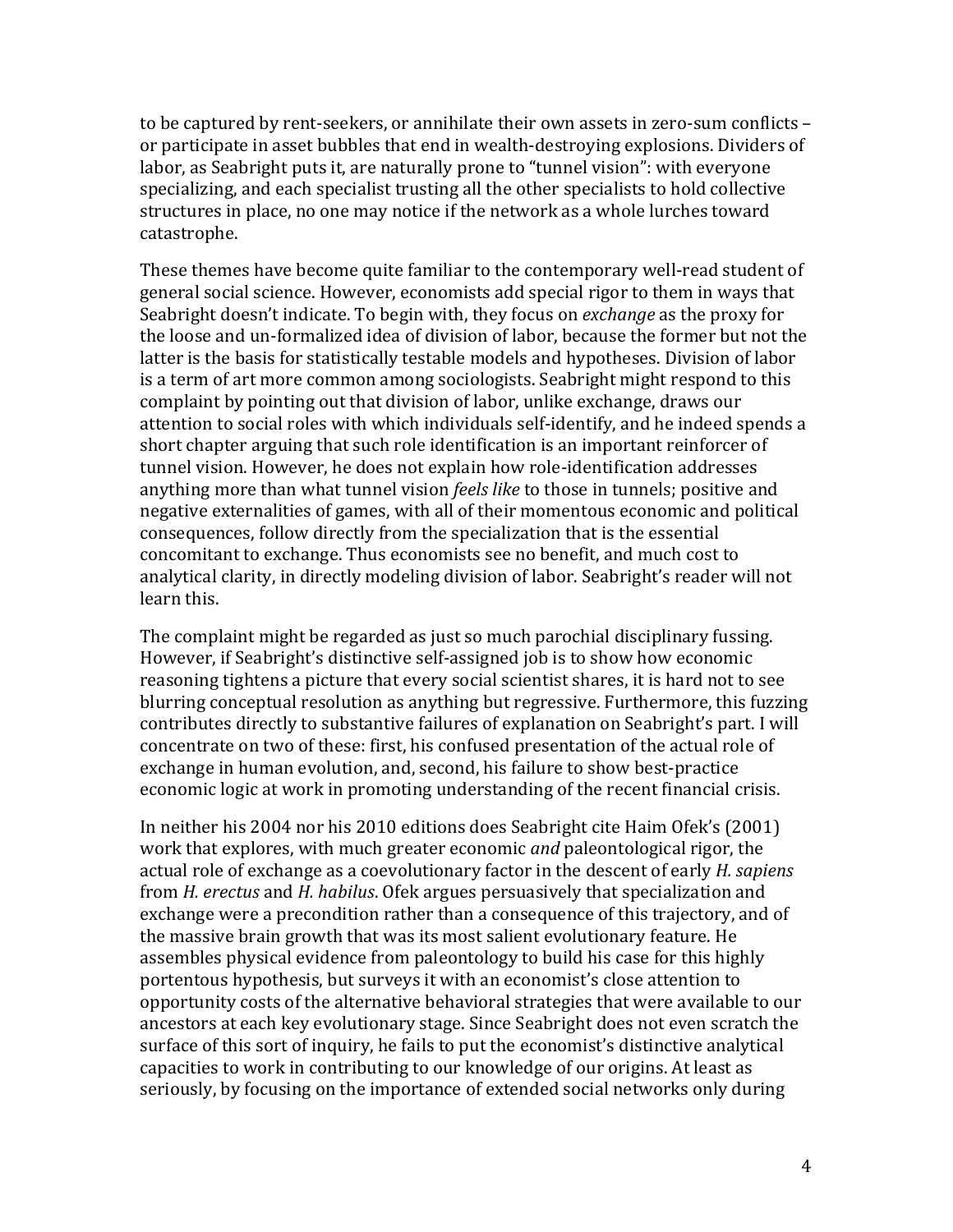to be captured by rent-seekers, or annihilate their own assets in zero-sum conflicts – or participate in asset bubbles that end in wealth-destroying explosions. Dividers of labor, as Seabright puts it, are naturally prone to "tunnel vision": with everyone specializing, and each specialist trusting all the other specialists to hold collective structures in place, no one may notice if the network as a whole lurches toward catastrophe.

These themes have become quite familiar to the contemporary well-read student of general social science. However, economists add special rigor to them in ways that Seabright doesn't indicate. To begin with, they focus on *exchange* as the proxy for the loose and un-formalized idea of division of labor, because the former but not the latter is the basis for statistically testable models and hypotheses. Division of labor is a term of art more common among sociologists. Seabright might respond to this complaint by pointing out that division of labor, unlike exchange, draws our attention to social roles with which individuals self-identify, and he indeed spends a short chapter arguing that such role identification is an important reinforcer of tunnel vision. However, he does not explain how role-identification addresses anything more than what tunnel vision *feels like* to those in tunnels; positive and negative externalities of games, with all of their momentous economic and political consequences, follow directly from the specialization that is the essential concomitant to exchange. Thus economists see no benefit, and much cost to analytical clarity, in directly modeling division of labor. Seabright's reader will not learn this.

The complaint might be regarded as just so much parochial disciplinary fussing. However, if Seabright's distinctive self-assigned job is to show how economic reasoning tightens a picture that every social scientist shares, it is hard not to see blurring conceptual resolution as anything but regressive. Furthermore, this fuzzing contributes directly to substantive failures of explanation on Seabright's part. I will concentrate on two of these: first, his confused presentation of the actual role of exchange in human evolution, and, second, his failure to show best-practice economic logic at work in promoting understanding of the recent financial crisis.

In neither his 2004 nor his 2010 editions does Seabright cite Haim Ofek's (2001) work that explores, with much greater economic *and* paleontological rigor, the actual role of exchange as a coevolutionary factor in the descent of early *H. sapiens* from *H. erectus* and *H. habilus*. Ofek argues persuasively that specialization and exchange were a precondition rather than a consequence of this trajectory, and of the massive brain growth that was its most salient evolutionary feature. He assembles physical evidence from paleontology to build his case for this highly portentous hypothesis, but surveys it with an economist's close attention to opportunity costs of the alternative behavioral strategies that were available to our ancestors at each key evolutionary stage. Since Seabright does not even scratch the surface of this sort of inquiry, he fails to put the economist's distinctive analytical capacities to work in contributing to our knowledge of our origins. At least as seriously, by focusing on the importance of extended social networks only during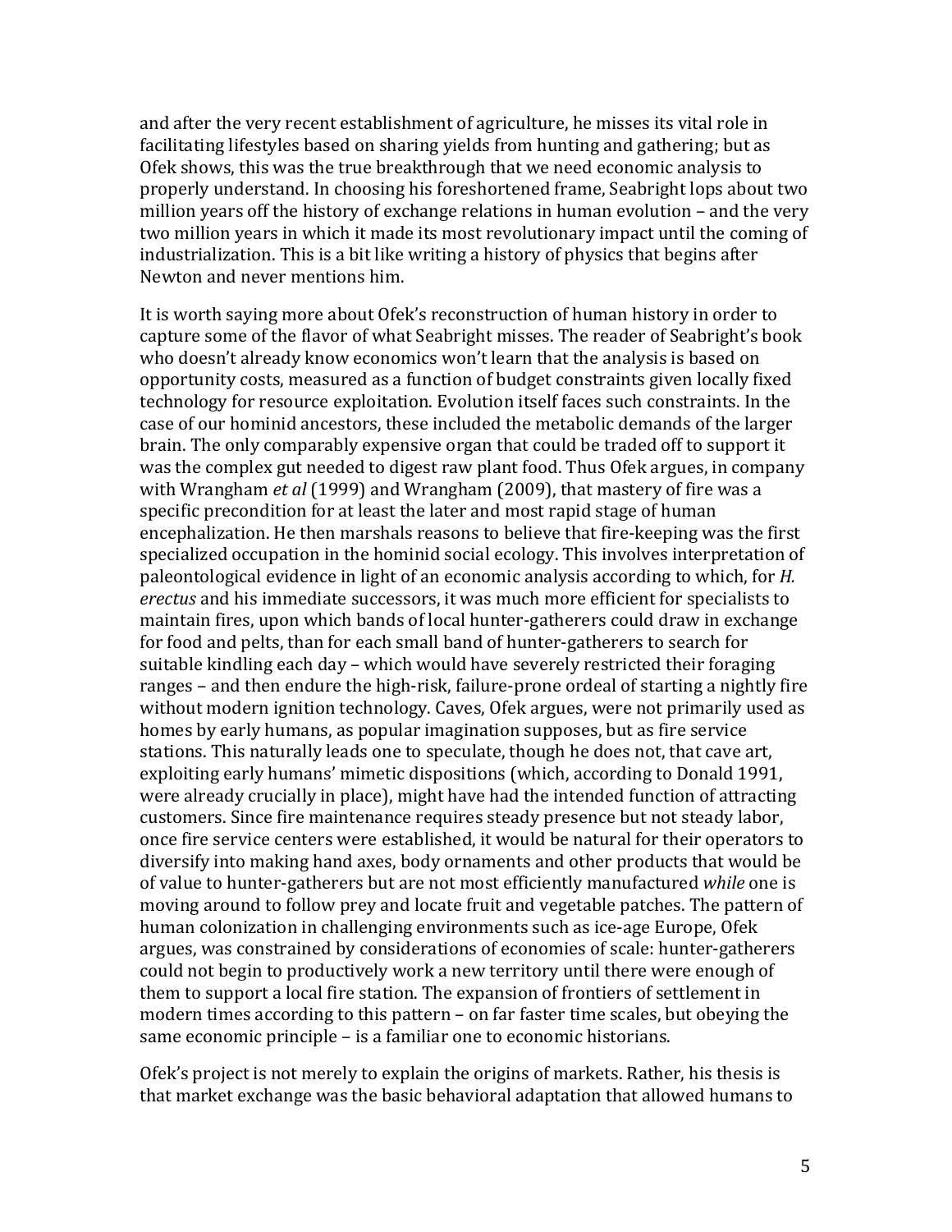and after the very recent establishment of agriculture, he misses its vital role in facilitating lifestyles based on sharing yields from hunting and gathering; but as Ofek shows, this was the true breakthrough that we need economic analysis to properly understand. In choosing his foreshortened frame, Seabright lops about two million years off the history of exchange relations in human evolution – and the very two million years in which it made its most revolutionary impact until the coming of industrialization. This is a bit like writing a history of physics that begins after Newton and never mentions him.

It is worth saying more about Ofek's reconstruction of human history in order to capture some of the flavor of what Seabright misses. The reader of Seabright's book who doesn't already know economics won't learn that the analysis is based on opportunity costs, measured as a function of budget constraints given locally fixed technology for resource exploitation. Evolution itself faces such constraints. In the case of our hominid ancestors, these included the metabolic demands of the larger brain. The only comparably expensive organ that could be traded off to support it was the complex gut needed to digest raw plant food. Thus Ofek argues, in company with Wrangham *et al* (1999) and Wrangham (2009), that mastery of fire was a specific precondition for at least the later and most rapid stage of human encephalization. He then marshals reasons to believe that fire-keeping was the first specialized occupation in the hominid social ecology. This involves interpretation of paleontological evidence in light of an economic analysis according to which, for *H. erectus* and his immediate successors, it was much more efficient for specialists to maintain fires, upon which bands of local hunter-gatherers could draw in exchange for food and pelts, than for each small band of hunter-gatherers to search for suitable kindling each day – which would have severely restricted their foraging ranges – and then endure the high-risk, failure-prone ordeal of starting a nightly fire without modern ignition technology. Caves, Ofek argues, were not primarily used as homes by early humans, as popular imagination supposes, but as fire service stations. This naturally leads one to speculate, though he does not, that cave art, exploiting early humans' mimetic dispositions (which, according to Donald 1991, were already crucially in place), might have had the intended function of attracting customers. Since fire maintenance requires steady presence but not steady labor, once fire service centers were established, it would be natural for their operators to diversify into making hand axes, body ornaments and other products that would be of value to hunter-gatherers but are not most efficiently manufactured *while* one is moving around to follow prey and locate fruit and vegetable patches. The pattern of human colonization in challenging environments such as ice-age Europe, Ofek argues, was constrained by considerations of economies of scale: hunter-gatherers could not begin to productively work a new territory until there were enough of them to support a local fire station. The expansion of frontiers of settlement in modern times according to this pattern – on far faster time scales, but obeying the same economic principle – is a familiar one to economic historians.

Ofek's project is not merely to explain the origins of markets. Rather, his thesis is that market exchange was the basic behavioral adaptation that allowed humans to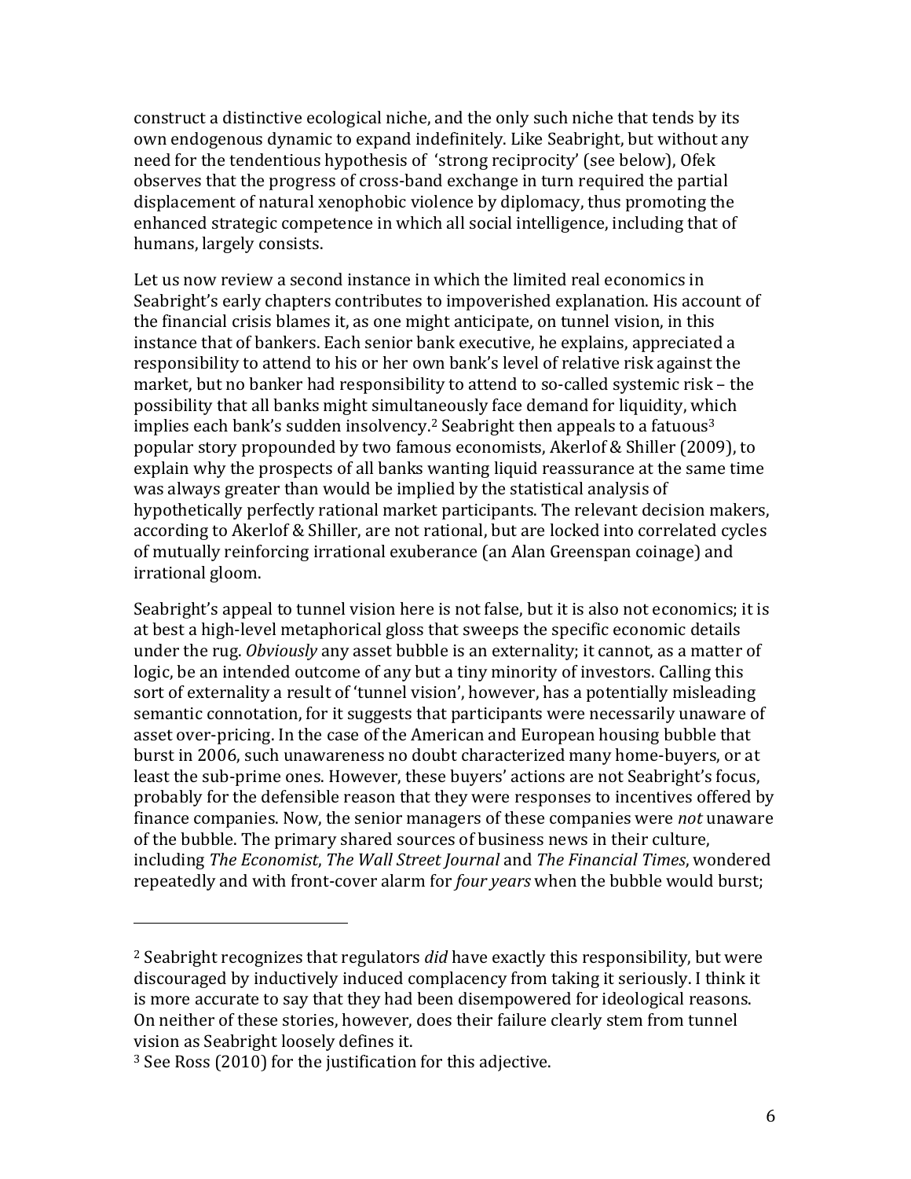construct a distinctive ecological niche, and the only such niche that tends by its own endogenous dynamic to expand indefinitely. Like Seabright, but without any need for the tendentious hypothesis of 'strong reciprocity' (see below), Ofek observes that the progress of cross-band exchange in turn required the partial displacement of natural xenophobic violence by diplomacy, thus promoting the enhanced strategic competence in which all social intelligence, including that of humans, largely consists.

Let us now review a second instance in which the limited real economics in Seabright's early chapters contributes to impoverished explanation. His account of the financial crisis blames it, as one might anticipate, on tunnel vision, in this instance that of bankers. Each senior bank executive, he explains, appreciated a responsibility to attend to his or her own bank's level of relative risk against the market, but no banker had responsibility to attend to so-called systemic risk – the possibility that all banks might simultaneously face demand for liquidity, which implies each bank's sudden insolvency.[2] Seabright then appeals to a fatuous[3] popular story propounded by two famous economists, Akerlof & Shiller (2009), to explain why the prospects of all banks wanting liquid reassurance at the same time was always greater than would be implied by the statistical analysis of hypothetically perfectly rational market participants. The relevant decision makers, according to Akerlof & Shiller, are not rational, but are locked into correlated cycles of mutually reinforcing irrational exuberance (an Alan Greenspan coinage) and irrational gloom.

Seabright's appeal to tunnel vision here is not false, but it is also not economics; it is at best a high-level metaphorical gloss that sweeps the specific economic details under the rug. *Obviously* any asset bubble is an externality; it cannot, as a matter of logic, be an intended outcome of any but a tiny minority of investors. Calling this sort of externality a result of 'tunnel vision', however, has a potentially misleading semantic connotation, for it suggests that participants were necessarily unaware of asset over-pricing. In the case of the American and European housing bubble that burst in 2006, such unawareness no doubt characterized many home-buyers, or at least the sub-prime ones. However, these buyers' actions are not Seabright's focus, probably for the defensible reason that they were responses to incentives offered by finance companies. Now, the senior managers of these companies were *not* unaware of the bubble. The primary shared sources of business news in their culture, including *The Economist*, *The Wall Street Journal* and *The Financial Times*, wondered repeatedly and with front-cover alarm for *four years* when the bubble would burst;

---

[2] Seabright recognizes that regulators *did* have exactly this responsibility, but were discouraged by inductively induced complacency from taking it seriously. I think it is more accurate to say that they had been disempowered for ideological reasons. On neither of these stories, however, does their failure clearly stem from tunnel vision as Seabright loosely defines it.

[3] See Ross (2010) for the justification for this adjective.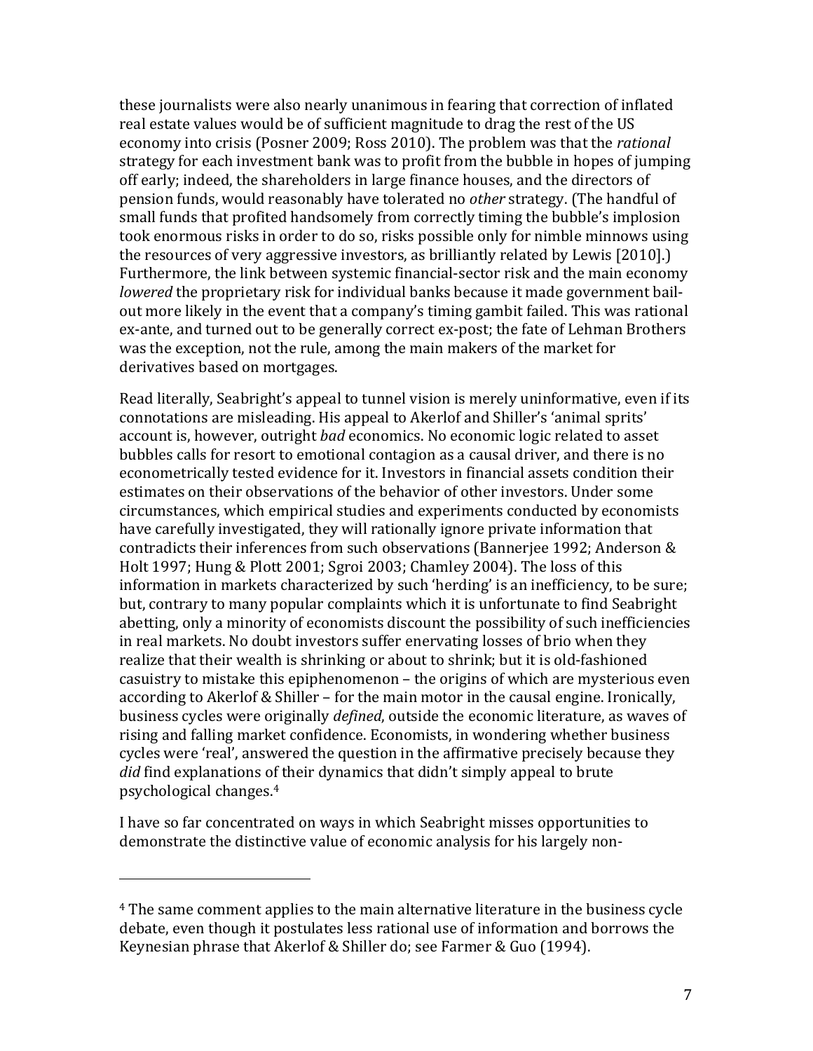these journalists were also nearly unanimous in fearing that correction of inflated real estate values would be of sufficient magnitude to drag the rest of the US economy into crisis (Posner 2009; Ross 2010). The problem was that the *rational* strategy for each investment bank was to profit from the bubble in hopes of jumping off early; indeed, the shareholders in large finance houses, and the directors of pension funds, would reasonably have tolerated no *other* strategy. (The handful of small funds that profited handsomely from correctly timing the bubble's implosion took enormous risks in order to do so, risks possible only for nimble minnows using the resources of very aggressive investors, as brilliantly related by Lewis [2010].) Furthermore, the link between systemic financial-sector risk and the main economy *lowered* the proprietary risk for individual banks because it made government bail-out more likely in the event that a company's timing gambit failed. This was rational ex-ante, and turned out to be generally correct ex-post; the fate of Lehman Brothers was the exception, not the rule, among the main makers of the market for derivatives based on mortgages.

Read literally, Seabright's appeal to tunnel vision is merely uninformative, even if its connotations are misleading. His appeal to Akerlof and Shiller's 'animal sprits' account is, however, outright *bad* economics. No economic logic related to asset bubbles calls for resort to emotional contagion as a causal driver, and there is no econometrically tested evidence for it. Investors in financial assets condition their estimates on their observations of the behavior of other investors. Under some circumstances, which empirical studies and experiments conducted by economists have carefully investigated, they will rationally ignore private information that contradicts their inferences from such observations (Bannerjee 1992; Anderson & Holt 1997; Hung & Plott 2001; Sgroi 2003; Chamley 2004). The loss of this information in markets characterized by such 'herding' is an inefficiency, to be sure; but, contrary to many popular complaints which it is unfortunate to find Seabright abetting, only a minority of economists discount the possibility of such inefficiencies in real markets. No doubt investors suffer enervating losses of brio when they realize that their wealth is shrinking or about to shrink; but it is old-fashioned casuistry to mistake this epiphenomenon – the origins of which are mysterious even according to Akerlof & Shiller – for the main motor in the causal engine. Ironically, business cycles were originally *defined*, outside the economic literature, as waves of rising and falling market confidence. Economists, in wondering whether business cycles were 'real', answered the question in the affirmative precisely because they *did* find explanations of their dynamics that didn't simply appeal to brute psychological changes.[4]

I have so far concentrated on ways in which Seabright misses opportunities to demonstrate the distinctive value of economic analysis for his largely non-

---

[4] The same comment applies to the main alternative literature in the business cycle debate, even though it postulates less rational use of information and borrows the Keynesian phrase that Akerlof & Shiller do; see Farmer & Guo (1994).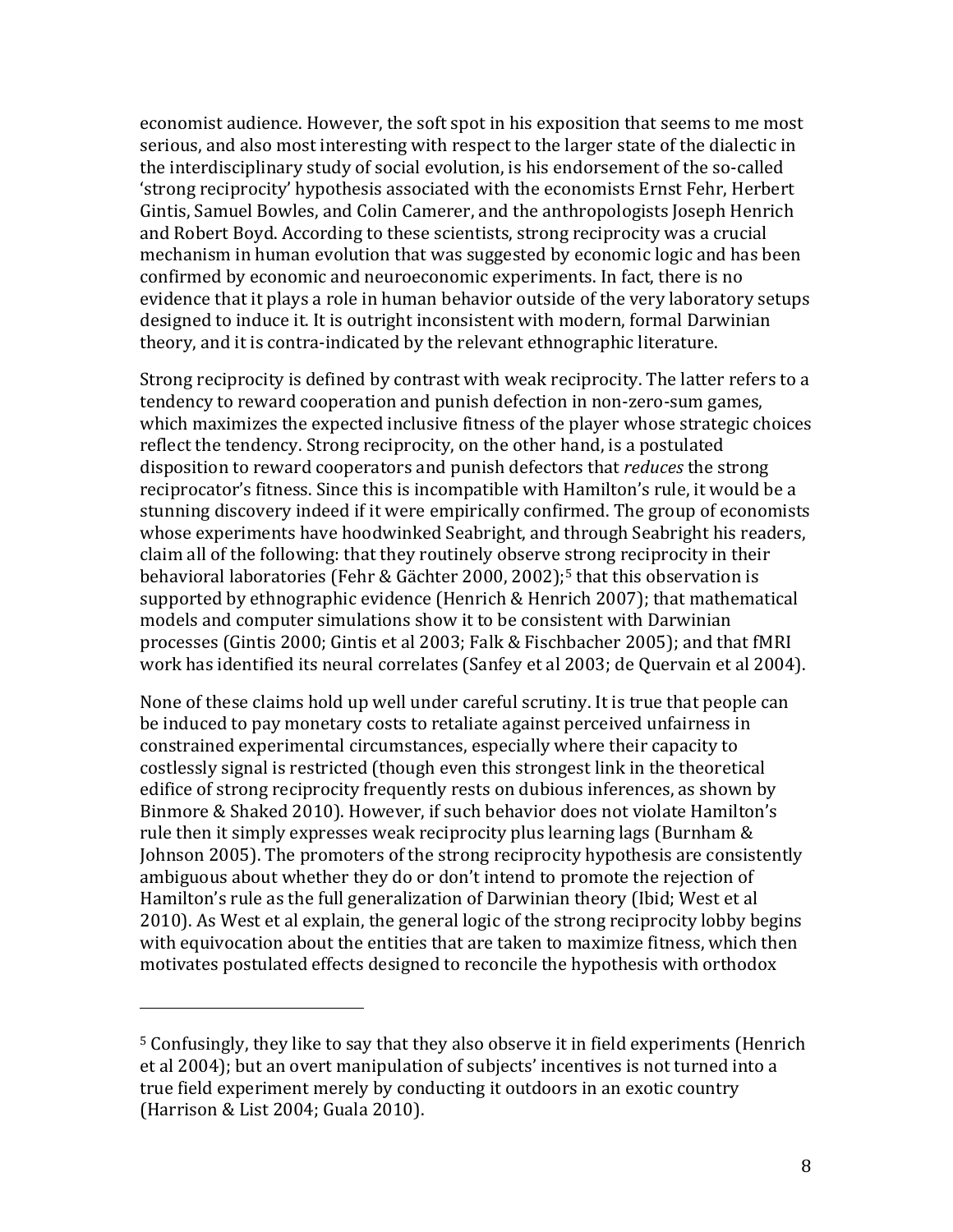economist audience. However, the soft spot in his exposition that seems to me most serious, and also most interesting with respect to the larger state of the dialectic in the interdisciplinary study of social evolution, is his endorsement of the so-called 'strong reciprocity' hypothesis associated with the economists Ernst Fehr, Herbert Gintis, Samuel Bowles, and Colin Camerer, and the anthropologists Joseph Henrich and Robert Boyd. According to these scientists, strong reciprocity was a crucial mechanism in human evolution that was suggested by economic logic and has been confirmed by economic and neuroeconomic experiments. In fact, there is no evidence that it plays a role in human behavior outside of the very laboratory setups designed to induce it. It is outright inconsistent with modern, formal Darwinian theory, and it is contra-indicated by the relevant ethnographic literature.

Strong reciprocity is defined by contrast with weak reciprocity. The latter refers to a tendency to reward cooperation and punish defection in non-zero-sum games, which maximizes the expected inclusive fitness of the player whose strategic choices reflect the tendency. Strong reciprocity, on the other hand, is a postulated disposition to reward cooperators and punish defectors that *reduces* the strong reciprocator's fitness. Since this is incompatible with Hamilton's rule, it would be a stunning discovery indeed if it were empirically confirmed. The group of economists whose experiments have hoodwinked Seabright, and through Seabright his readers, claim all of the following: that they routinely observe strong reciprocity in their behavioral laboratories (Fehr & Gächter 2000, 2002);[5] that this observation is supported by ethnographic evidence (Henrich & Henrich 2007); that mathematical models and computer simulations show it to be consistent with Darwinian processes (Gintis 2000; Gintis et al 2003; Falk & Fischbacher 2005); and that fMRI work has identified its neural correlates (Sanfey et al 2003; de Quervain et al 2004).

None of these claims hold up well under careful scrutiny. It is true that people can be induced to pay monetary costs to retaliate against perceived unfairness in constrained experimental circumstances, especially where their capacity to costlessly signal is restricted (though even this strongest link in the theoretical edifice of strong reciprocity frequently rests on dubious inferences, as shown by Binmore & Shaked 2010). However, if such behavior does not violate Hamilton's rule then it simply expresses weak reciprocity plus learning lags (Burnham & Johnson 2005). The promoters of the strong reciprocity hypothesis are consistently ambiguous about whether they do or don't intend to promote the rejection of Hamilton's rule as the full generalization of Darwinian theory (Ibid; West et al 2010). As West et al explain, the general logic of the strong reciprocity lobby begins with equivocation about the entities that are taken to maximize fitness, which then motivates postulated effects designed to reconcile the hypothesis with orthodox

[5] Confusingly, they like to say that they also observe it in field experiments (Henrich et al 2004); but an overt manipulation of subjects' incentives is not turned into a true field experiment merely by conducting it outdoors in an exotic country (Harrison & List 2004; Guala 2010).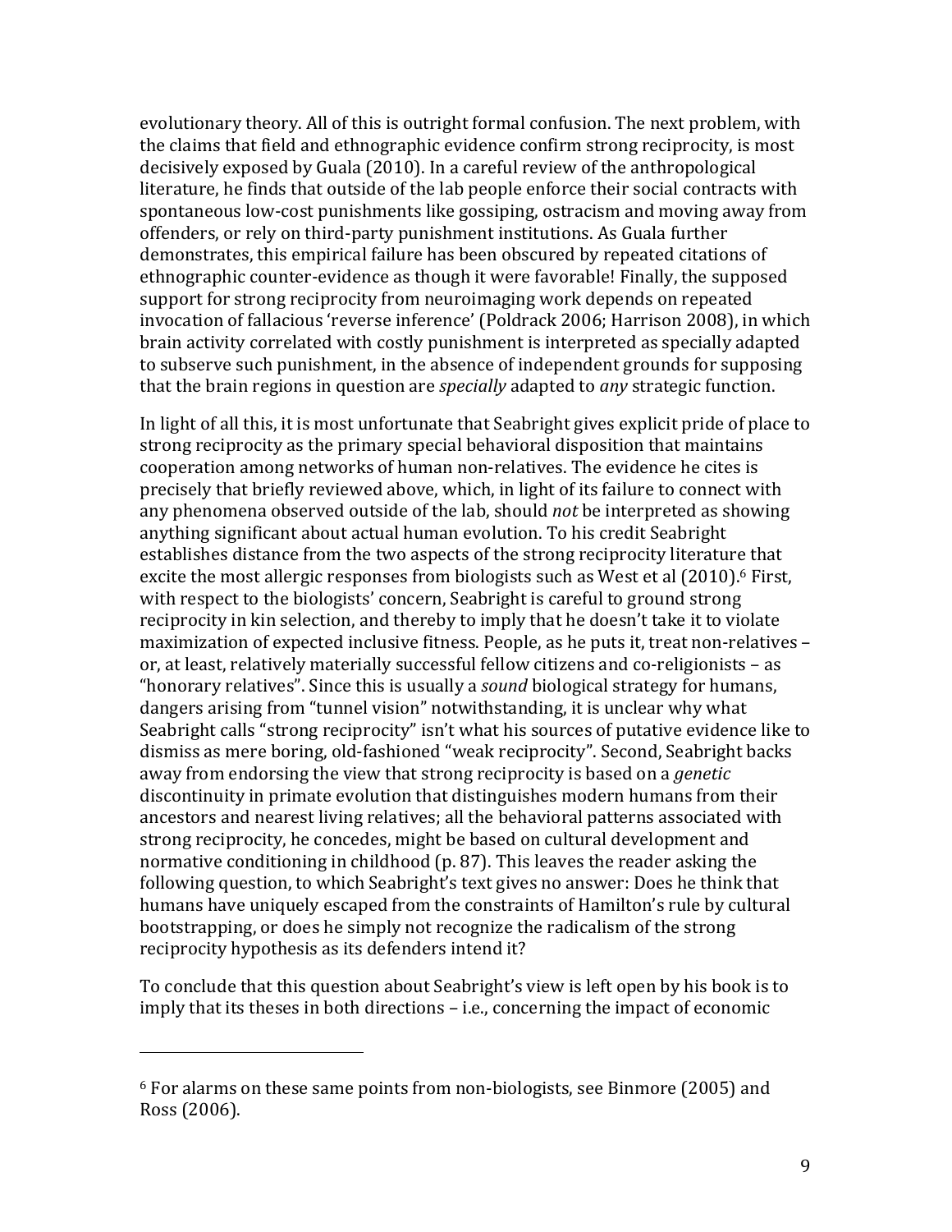evolutionary theory. All of this is outright formal confusion. The next problem, with the claims that field and ethnographic evidence confirm strong reciprocity, is most decisively exposed by Guala (2010). In a careful review of the anthropological literature, he finds that outside of the lab people enforce their social contracts with spontaneous low-cost punishments like gossiping, ostracism and moving away from offenders, or rely on third-party punishment institutions. As Guala further demonstrates, this empirical failure has been obscured by repeated citations of ethnographic counter-evidence as though it were favorable! Finally, the supposed support for strong reciprocity from neuroimaging work depends on repeated invocation of fallacious 'reverse inference' (Poldrack 2006; Harrison 2008), in which brain activity correlated with costly punishment is interpreted as specially adapted to subserve such punishment, in the absence of independent grounds for supposing that the brain regions in question are *specially* adapted to *any* strategic function.

In light of all this, it is most unfortunate that Seabright gives explicit pride of place to strong reciprocity as the primary special behavioral disposition that maintains cooperation among networks of human non-relatives. The evidence he cites is precisely that briefly reviewed above, which, in light of its failure to connect with any phenomena observed outside of the lab, should *not* be interpreted as showing anything significant about actual human evolution. To his credit Seabright establishes distance from the two aspects of the strong reciprocity literature that excite the most allergic responses from biologists such as West et al (2010).[6] First, with respect to the biologists' concern, Seabright is careful to ground strong reciprocity in kin selection, and thereby to imply that he doesn't take it to violate maximization of expected inclusive fitness. People, as he puts it, treat non-relatives – or, at least, relatively materially successful fellow citizens and co-religionists – as "honorary relatives". Since this is usually a *sound* biological strategy for humans, dangers arising from "tunnel vision" notwithstanding, it is unclear why what Seabright calls "strong reciprocity" isn't what his sources of putative evidence like to dismiss as mere boring, old-fashioned "weak reciprocity". Second, Seabright backs away from endorsing the view that strong reciprocity is based on a *genetic* discontinuity in primate evolution that distinguishes modern humans from their ancestors and nearest living relatives; all the behavioral patterns associated with strong reciprocity, he concedes, might be based on cultural development and normative conditioning in childhood (p. 87). This leaves the reader asking the following question, to which Seabright's text gives no answer: Does he think that humans have uniquely escaped from the constraints of Hamilton's rule by cultural bootstrapping, or does he simply not recognize the radicalism of the strong reciprocity hypothesis as its defenders intend it?

To conclude that this question about Seabright's view is left open by his book is to imply that its theses in both directions – i.e., concerning the impact of economic

[6] For alarms on these same points from non-biologists, see Binmore (2005) and Ross (2006).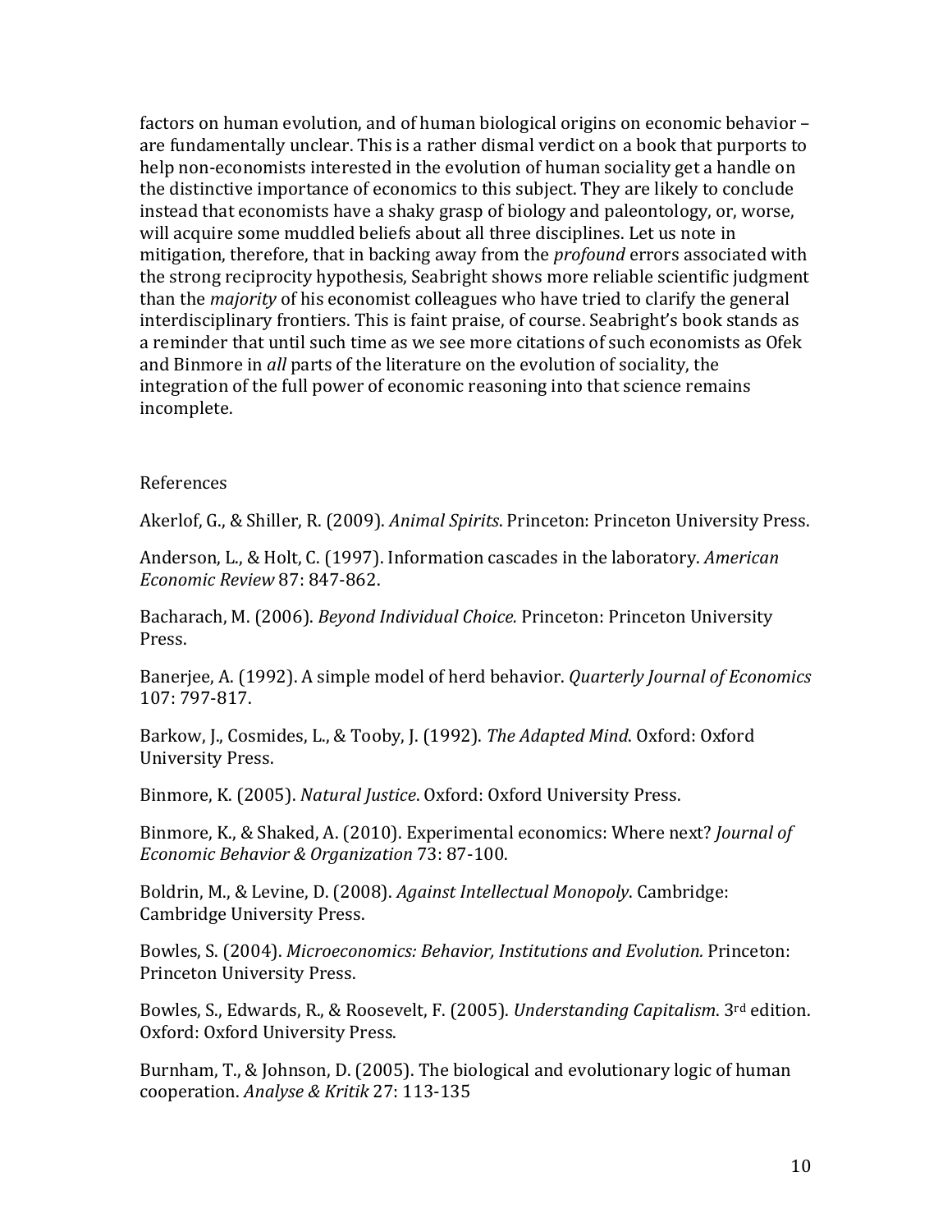factors on human evolution, and of human biological origins on economic behavior – are fundamentally unclear. This is a rather dismal verdict on a book that purports to help non-economists interested in the evolution of human sociality get a handle on the distinctive importance of economics to this subject. They are likely to conclude instead that economists have a shaky grasp of biology and paleontology, or, worse, will acquire some muddled beliefs about all three disciplines. Let us note in mitigation, therefore, that in backing away from the *profound* errors associated with the strong reciprocity hypothesis, Seabright shows more reliable scientific judgment than the *majority* of his economist colleagues who have tried to clarify the general interdisciplinary frontiers. This is faint praise, of course. Seabright's book stands as a reminder that until such time as we see more citations of such economists as Ofek and Binmore in *all* parts of the literature on the evolution of sociality, the integration of the full power of economic reasoning into that science remains incomplete.

References

Akerlof, G., & Shiller, R. (2009). *Animal Spirits*. Princeton: Princeton University Press.

Anderson, L., & Holt, C. (1997). Information cascades in the laboratory. *American Economic Review* 87: 847-862.

Bacharach, M. (2006). *Beyond Individual Choice.* Princeton: Princeton University Press.

Banerjee, A. (1992). A simple model of herd behavior. *Quarterly Journal of Economics* 107: 797-817.

Barkow, J., Cosmides, L., & Tooby, J. (1992). *The Adapted Mind*. Oxford: Oxford University Press.

Binmore, K. (2005). *Natural Justice*. Oxford: Oxford University Press.

Binmore, K., & Shaked, A. (2010). Experimental economics: Where next? *Journal of Economic Behavior & Organization* 73: 87-100.

Boldrin, M., & Levine, D. (2008). *Against Intellectual Monopoly*. Cambridge: Cambridge University Press.

Bowles, S. (2004). *Microeconomics: Behavior, Institutions and Evolution.* Princeton: Princeton University Press.

Bowles, S., Edwards, R., & Roosevelt, F. (2005). *Understanding Capitalism*. 3rd edition. Oxford: Oxford University Press.

Burnham, T., & Johnson, D. (2005). The biological and evolutionary logic of human cooperation. *Analyse & Kritik* 27: 113-135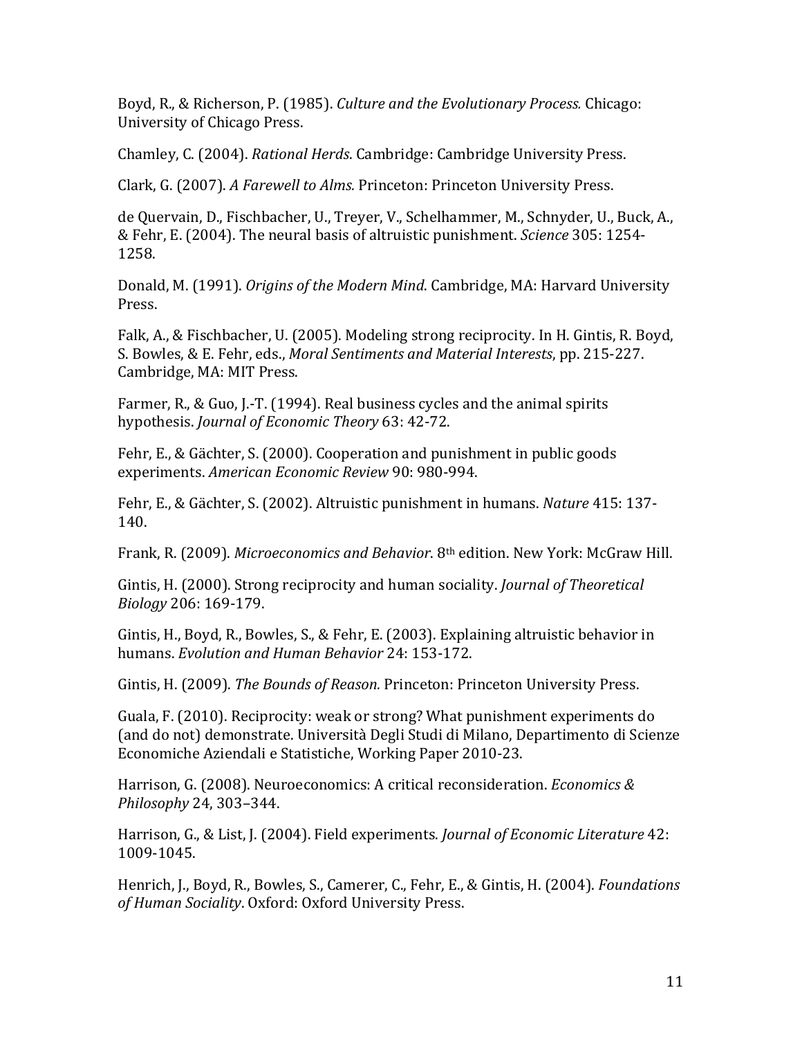Boyd, R., & Richerson, P. (1985). *Culture and the Evolutionary Process.* Chicago: University of Chicago Press.

Chamley, C. (2004). *Rational Herds*. Cambridge: Cambridge University Press.

Clark, G. (2007). *A Farewell to Alms.* Princeton: Princeton University Press.

de Quervain, D., Fischbacher, U., Treyer, V., Schelhammer, M., Schnyder, U., Buck, A., & Fehr, E. (2004). The neural basis of altruistic punishment. *Science* 305: 1254-1258.

Donald, M. (1991). *Origins of the Modern Mind*. Cambridge, MA: Harvard University Press.

Falk, A., & Fischbacher, U. (2005). Modeling strong reciprocity. In H. Gintis, R. Boyd, S. Bowles, & E. Fehr, eds., *Moral Sentiments and Material Interests*, pp. 215-227. Cambridge, MA: MIT Press.

Farmer, R., & Guo, J.-T. (1994). Real business cycles and the animal spirits hypothesis. *Journal of Economic Theory* 63: 42-72.

Fehr, E., & Gächter, S. (2000). Cooperation and punishment in public goods experiments. *American Economic Review* 90: 980-994.

Fehr, E., & Gächter, S. (2002). Altruistic punishment in humans. *Nature* 415: 137-140.

Frank, R. (2009). *Microeconomics and Behavior*. 8th edition. New York: McGraw Hill.

Gintis, H. (2000). Strong reciprocity and human sociality. *Journal of Theoretical Biology* 206: 169-179.

Gintis, H., Boyd, R., Bowles, S., & Fehr, E. (2003). Explaining altruistic behavior in humans. *Evolution and Human Behavior* 24: 153-172.

Gintis, H. (2009). *The Bounds of Reason.* Princeton: Princeton University Press.

Guala, F. (2010). Reciprocity: weak or strong? What punishment experiments do (and do not) demonstrate. Università Degli Studi di Milano, Departimento di Scienze Economiche Aziendali e Statistiche, Working Paper 2010-23.

Harrison, G. (2008). Neuroeconomics: A critical reconsideration. *Economics & Philosophy* 24, 303–344.

Harrison, G., & List, J. (2004). Field experiments. *Journal of Economic Literature* 42: 1009-1045.

Henrich, J., Boyd, R., Bowles, S., Camerer, C., Fehr, E., & Gintis, H. (2004). *Foundations of Human Sociality*. Oxford: Oxford University Press.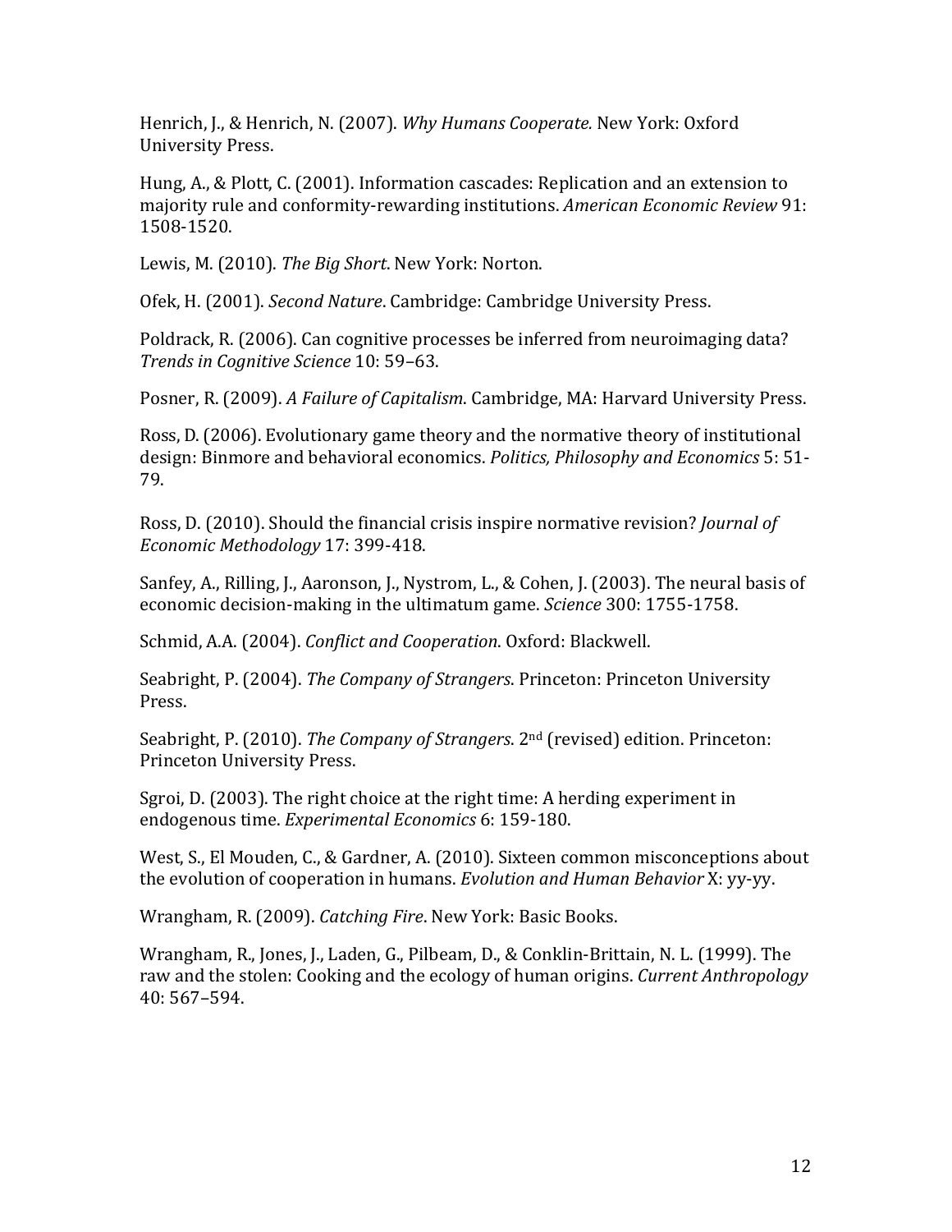Henrich, J., & Henrich, N. (2007). *Why Humans Cooperate.* New York: Oxford University Press.

Hung, A., & Plott, C. (2001). Information cascades: Replication and an extension to majority rule and conformity-rewarding institutions. *American Economic Review* 91: 1508-1520.

Lewis, M. (2010). *The Big Short*. New York: Norton.

Ofek, H. (2001). *Second Nature*. Cambridge: Cambridge University Press.

Poldrack, R. (2006). Can cognitive processes be inferred from neuroimaging data? *Trends in Cognitive Science* 10: 59–63.

Posner, R. (2009). *A Failure of Capitalism*. Cambridge, MA: Harvard University Press.

Ross, D. (2006). Evolutionary game theory and the normative theory of institutional design: Binmore and behavioral economics. *Politics, Philosophy and Economics* 5: 51-79.

Ross, D. (2010). Should the financial crisis inspire normative revision? *Journal of Economic Methodology* 17: 399-418.

Sanfey, A., Rilling, J., Aaronson, J., Nystrom, L., & Cohen, J. (2003). The neural basis of economic decision-making in the ultimatum game. *Science* 300: 1755-1758.

Schmid, A.A. (2004). *Conflict and Cooperation*. Oxford: Blackwell.

Seabright, P. (2004). *The Company of Strangers*. Princeton: Princeton University Press.

Seabright, P. (2010). *The Company of Strangers*. 2nd (revised) edition. Princeton: Princeton University Press.

Sgroi, D. (2003). The right choice at the right time: A herding experiment in endogenous time. *Experimental Economics* 6: 159-180.

West, S., El Mouden, C., & Gardner, A. (2010). Sixteen common misconceptions about the evolution of cooperation in humans. *Evolution and Human Behavior* X: yy-yy.

Wrangham, R. (2009). *Catching Fire*. New York: Basic Books.

Wrangham, R., Jones, J., Laden, G., Pilbeam, D., & Conklin-Brittain, N. L. (1999). The raw and the stolen: Cooking and the ecology of human origins. *Current Anthropology* 40: 567–594.